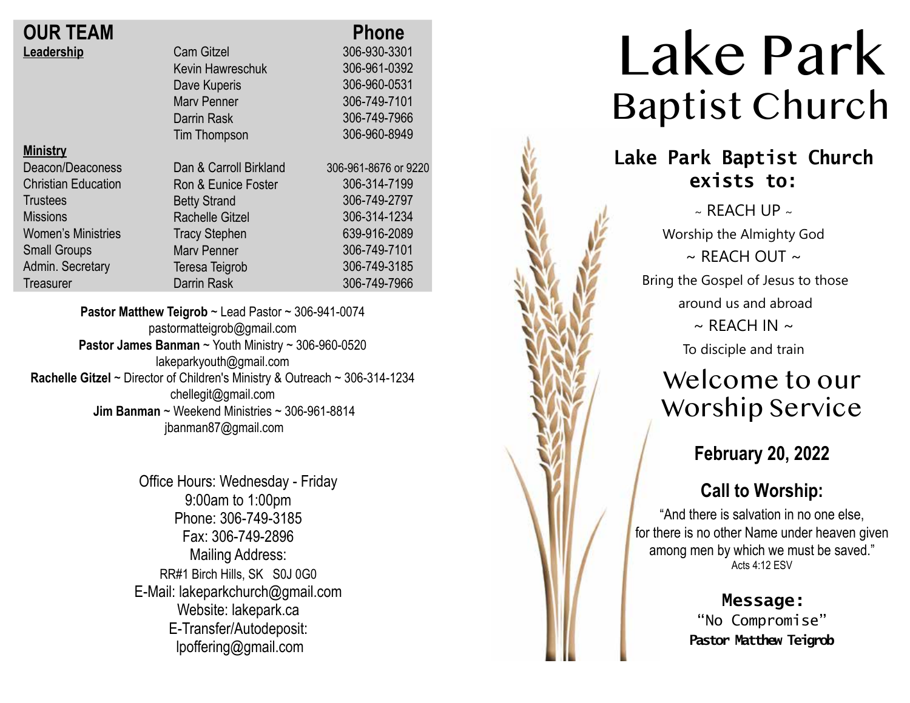## OUR TEAM

| | | Phone |
|---|---|---|
| **Leadership** | Cam Gitzel | 306-930-3301 |
| | Kevin Hawreschuk | 306-961-0392 |
| | Dave Kuperis | 306-960-0531 |
| | Marv Penner | 306-749-7101 |
| | Darrin Rask | 306-749-7966 |
| | Tim Thompson | 306-960-8949 |
| **Ministry** | | |
| Deacon/Deaconess | Dan & Carroll Birkland | 306-961-8676 or 9220 |
| Christian Education | Ron & Eunice Foster | 306-314-7199 |
| Trustees | Betty Strand | 306-749-2797 |
| Missions | Rachelle Gitzel | 306-314-1234 |
| Women's Ministries | Tracy Stephen | 639-916-2089 |
| Small Groups | Marv Penner | 306-749-7101 |
| Admin. Secretary | Teresa Teigrob | 306-749-3185 |
| Treasurer | Darrin Rask | 306-749-7966 |

**Pastor Matthew Teigrob** ~ Lead Pastor ~ 306-941-0074
pastormatteigrob@gmail.com
**Pastor James Banman** ~ Youth Ministry ~ 306-960-0520
lakeparkyouth@gmail.com
**Rachelle Gitzel** ~ Director of Children's Ministry & Outreach ~ 306-314-1234
chellegit@gmail.com
**Jim Banman** ~ Weekend Ministries ~ 306-961-8814
jbanman87@gmail.com

Office Hours: Wednesday - Friday
9:00am to 1:00pm
Phone: 306-749-3185
Fax: 306-749-2896
Mailing Address:
RR#1 Birch Hills, SK S0J 0G0
E-Mail: lakeparkchurch@gmail.com
Website: lakepark.ca
E-Transfer/Autodeposit:
lpoffering@gmail.com

# Lake Park
## Baptist Church

**Lake Park Baptist Church exists to:**

~ REACH UP ~
Worship the Almighty God
~ REACH OUT ~
Bring the Gospel of Jesus to those around us and abroad
~ REACH IN ~
To disciple and train

## Welcome to our Worship Service

**February 20, 2022**

**Call to Worship:**

"And there is salvation in no one else, for there is no other Name under heaven given among men by which we must be saved."
Acts 4:12 ESV

**Message:**
"No Compromise"
**Pastor Matthew Teigrob**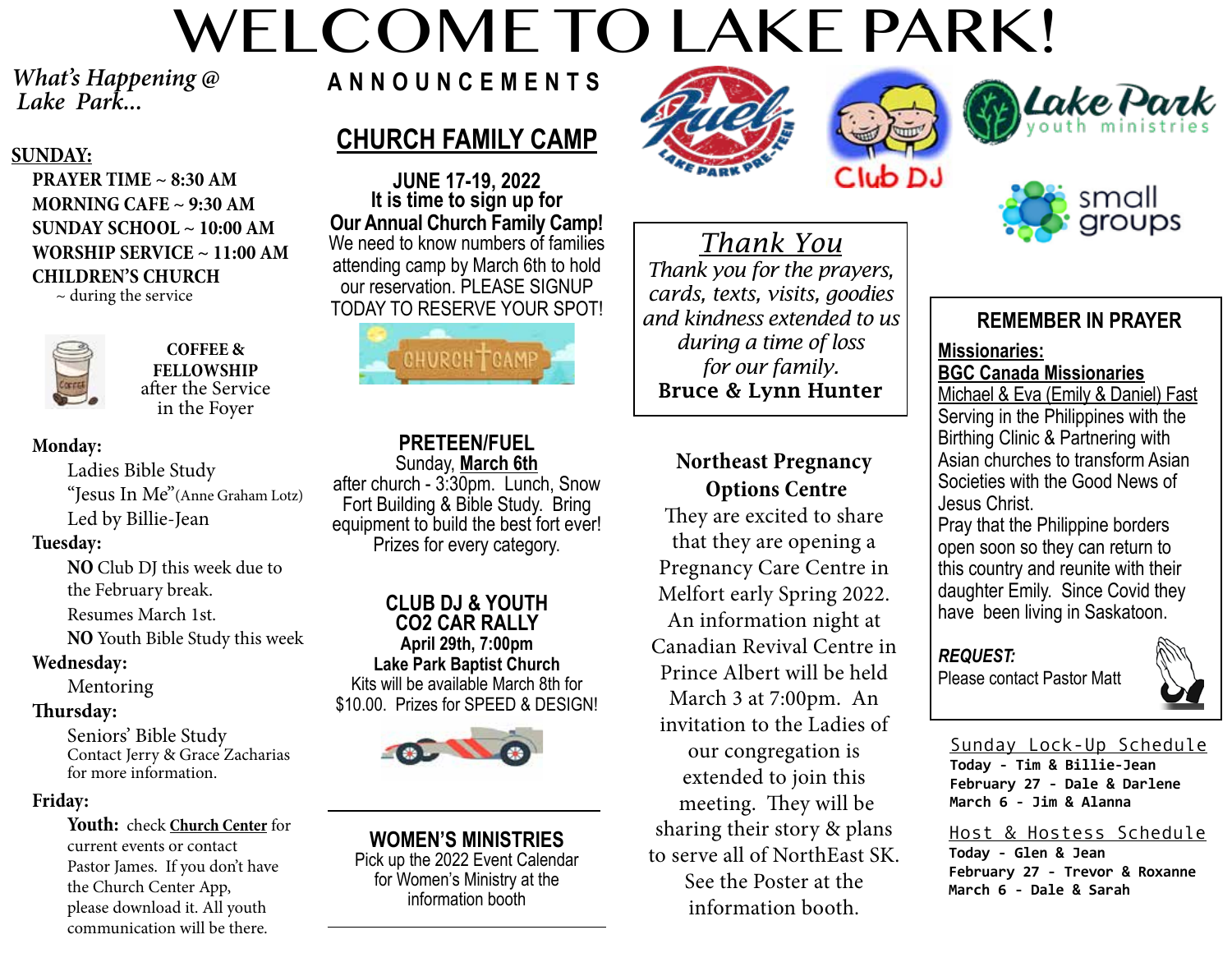# WELCOME TO LAKE PARK!

*What's Happening @ Lake Park...*

**SUNDAY:**

**PRAYER TIME ~ 8:30 AM**
**MORNING CAFE ~ 9:30 AM**
**SUNDAY SCHOOL ~ 10:00 AM**
**WORSHIP SERVICE ~ 11:00 AM**
**CHILDREN'S CHURCH**
~ during the service

**COFFEE & FELLOWSHIP**
after the Service
in the Foyer

**Monday:**
Ladies Bible Study
"Jesus In Me" (Anne Graham Lotz)
Led by Billie-Jean

**Tuesday:**
**NO** Club DJ this week due to the February break.
Resumes March 1st.
**NO** Youth Bible Study this week

**Wednesday:**
Mentoring

**Thursday:**
Seniors' Bible Study
Contact Jerry & Grace Zacharias for more information.

**Friday:**
**Youth:** check **Church Center** for current events or contact Pastor James. If you don't have the Church Center App, please download it. All youth communication will be there.

## ANNOUNCEMENTS

### CHURCH FAMILY CAMP

**JUNE 17-19, 2022**
**It is time to sign up for Our Annual Church Family Camp!**
We need to know numbers of families attending camp by March 6th to hold our reservation. PLEASE SIGNUP TODAY TO RESERVE YOUR SPOT!

CHURCH CAMP

### PRETEEN/FUEL

Sunday, **March 6th**
after church - 3:30pm. Lunch, Snow Fort Building & Bible Study. Bring equipment to build the best fort ever! Prizes for every category.

### CLUB DJ & YOUTH CO2 CAR RALLY

**April 29th, 7:00pm**
**Lake Park Baptist Church**
Kits will be available March 8th for $10.00. Prizes for SPEED & DESIGN!

### WOMEN'S MINISTRIES

Pick up the 2022 Event Calendar for Women's Ministry at the information booth

Fuel Lake Park Pre-Teen | Club DJ | Lake Park youth ministries | small groups

## *Thank You*

*Thank you for the prayers, cards, texts, visits, goodies and kindness extended to us during a time of loss for our family.*
**Bruce & Lynn Hunter**

### Northeast Pregnancy Options Centre

They are excited to share that they are opening a Pregnancy Care Centre in Melfort early Spring 2022. An information night at Canadian Revival Centre in Prince Albert will be held March 3 at 7:00pm. An invitation to the Ladies of our congregation is extended to join this meeting. They will be sharing their story & plans to serve all of NorthEast SK. See the Poster at the information booth.

### REMEMBER IN PRAYER

**Missionaries:**
**BGC Canada Missionaries**
Michael & Eva (Emily & Daniel) Fast
Serving in the Philippines with the Birthing Clinic & Partnering with Asian churches to transform Asian Societies with the Good News of Jesus Christ.
Pray that the Philippine borders open soon so they can return to this country and reunite with their daughter Emily. Since Covid they have been living in Saskatoon.

***REQUEST:***
Please contact Pastor Matt

Sunday Lock-Up Schedule
**Today - Tim & Billie-Jean**
**February 27 - Dale & Darlene**
**March 6 - Jim & Alanna**

Host & Hostess Schedule
**Today - Glen & Jean**
**February 27 - Trevor & Roxanne**
**March 6 - Dale & Sarah**